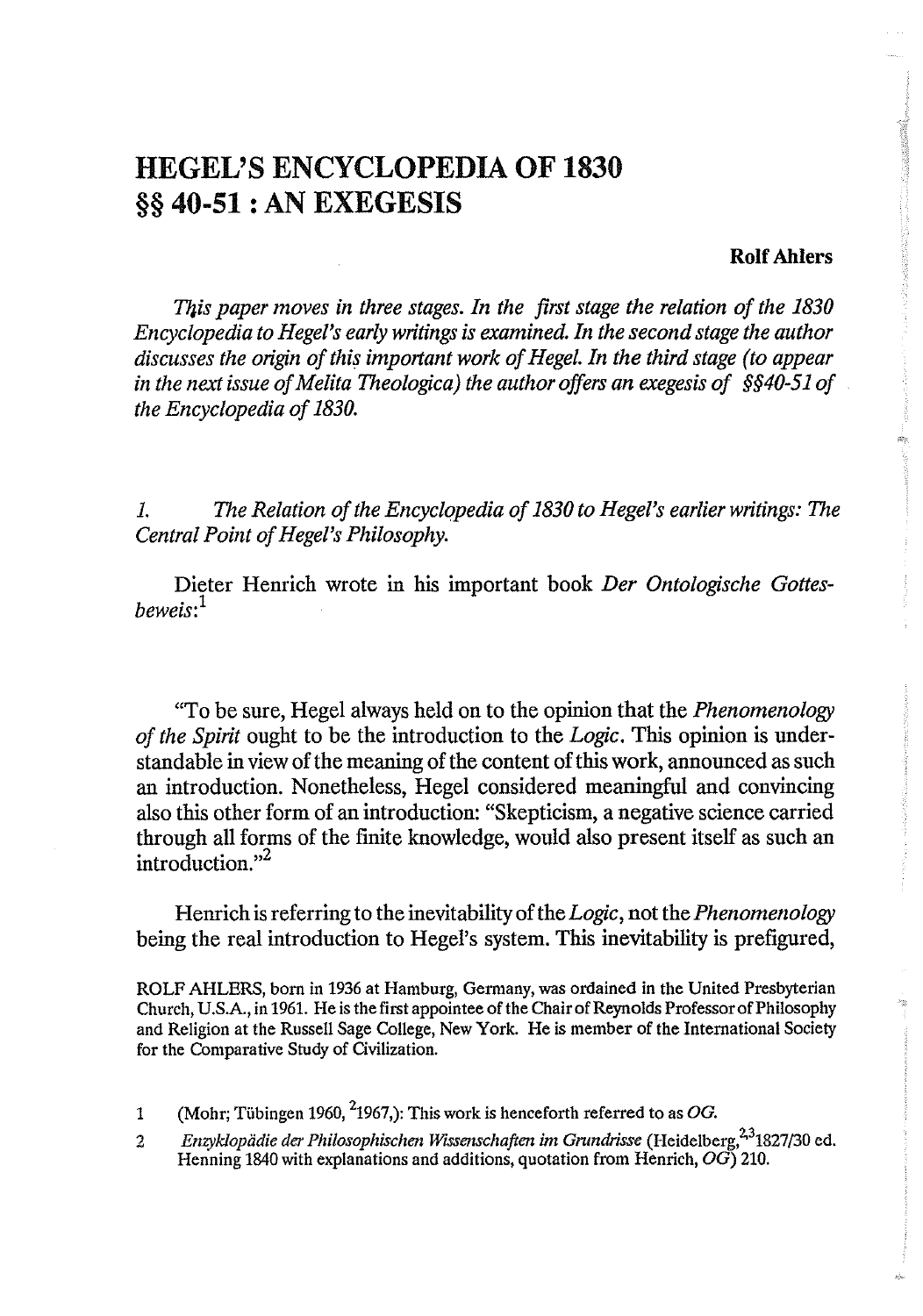# HEGEL'S ENCYCLOPEDIA OF 1830 §§ 40-51 : AN EXEGESIS

**Rolf Ahlers**

*This paper moves in three stages. In the first stage the relation of the 1830 Encyclopedia to Hegel's early writings is examined. In the second stage the author discusses the origin of this important work of Hegel. In the third stage (to appear in the next issue of Melita Theologica) the author offers an exegesis of §§40-51 of the Encyclopedia of 1830.*

## 1. *The Relation of the Encyclopedia of 1830 to Hegel's earlier writings: The Central Point of Hegel's Philosophy.*

Dieter Henrich wrote in his important book *Der Ontologische Gottesbeweis*:[1]

"To be sure, Hegel always held on to the opinion that the *Phenomenology of the Spirit* ought to be the introduction to the *Logic*. This opinion is understandable in view of the meaning of the content of this work, announced as such an introduction. Nonetheless, Hegel considered meaningful and convincing also this other form of an introduction: "Skepticism, a negative science carried through all forms of the finite knowledge, would also present itself as such an introduction."[2]

Henrich is referring to the inevitability of the *Logic*, not the *Phenomenology* being the real introduction to Hegel's system. This inevitability is prefigured,

ROLF AHLERS, born in 1936 at Hamburg, Germany, was ordained in the United Presbyterian Church, U.S.A., in 1961. He is the first appointee of the Chair of Reynolds Professor of Philosophy and Religion at the Russell Sage College, New York. He is member of the International Society for the Comparative Study of Civilization.

1 (Mohr; Tübingen 1960, [2]1967,): This work is henceforth referred to as *OG*.

2 *Enzyklopädie der Philosophischen Wissenschaften im Grundrisse* (Heidelberg,[2,3]1827/30 ed. Henning 1840 with explanations and additions, quotation from Henrich, *OG*) 210.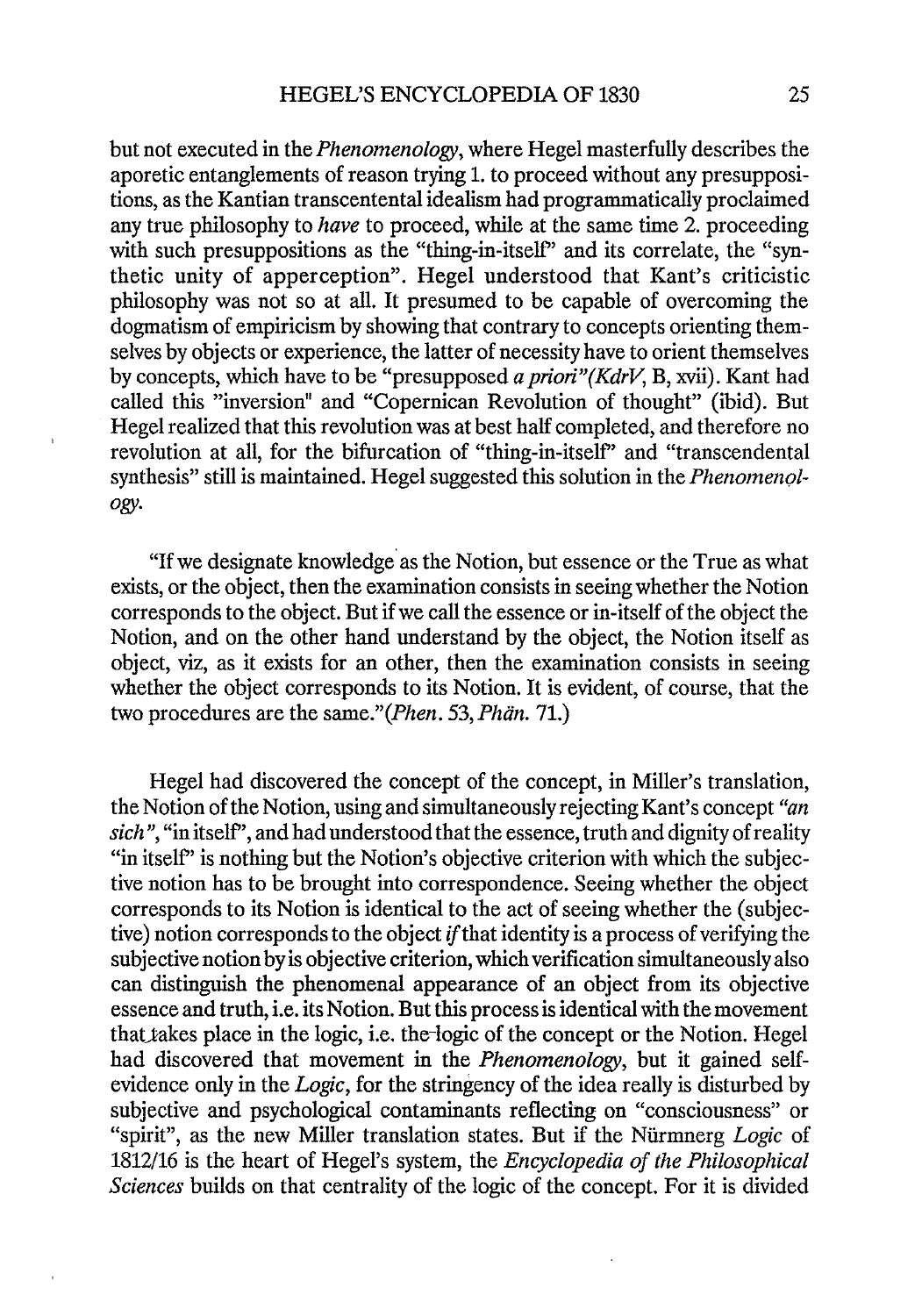but not executed in the *Phenomenology*, where Hegel masterfully describes the aporetic entanglements of reason trying 1. to proceed without any presuppositions, as the Kantian transcententental idealism had programmatically proclaimed any true philosophy to *have* to proceed, while at the same time 2. proceeding with such presuppositions as the "thing-in-itself" and its correlate, the "synthetic unity of apperception". Hegel understood that Kant's criticistic philosophy was not so at all. It presumed to be capable of overcoming the dogmatism of empiricism by showing that contrary to concepts orienting themselves by objects or experience, the latter of necessity have to orient themselves by concepts, which have to be "presupposed *a priori*"(*KdrV*, B, xvii). Kant had called this "inversion" and "Copernican Revolution of thought" (ibid). But Hegel realized that this revolution was at best half completed, and therefore no revolution at all, for the bifurcation of "thing-in-itself" and "transcendental synthesis" still is maintained. Hegel suggested this solution in the *Phenomenology*.

"If we designate knowledge as the Notion, but essence or the True as what exists, or the object, then the examination consists in seeing whether the Notion corresponds to the object. But if we call the essence or in-itself of the object the Notion, and on the other hand understand by the object, the Notion itself as object, viz, as it exists for an other, then the examination consists in seeing whether the object corresponds to its Notion. It is evident, of course, that the two procedures are the same."(*Phen.* 53, *Phän.* 71.)

Hegel had discovered the concept of the concept, in Miller's translation, the Notion of the Notion, using and simultaneously rejecting Kant's concept *"an sich"*, "in itself", and had understood that the essence, truth and dignity of reality "in itself" is nothing but the Notion's objective criterion with which the subjective notion has to be brought into correspondence. Seeing whether the object corresponds to its Notion is identical to the act of seeing whether the (subjective) notion corresponds to the object *if* that identity is a process of verifying the subjective notion by is objective criterion, which verification simultaneously also can distinguish the phenomenal appearance of an object from its objective essence and truth, i.e. its Notion. But this process is identical with the movement that takes place in the logic, i.e. the logic of the concept or the Notion. Hegel had discovered that movement in the *Phenomenology*, but it gained self-evidence only in the *Logic*, for the stringency of the idea really is disturbed by subjective and psychological contaminants reflecting on "consciousness" or "spirit", as the new Miller translation states. But if the Nürmnerg *Logic* of 1812/16 is the heart of Hegel's system, the *Encyclopedia of the Philosophical Sciences* builds on that centrality of the logic of the concept. For it is divided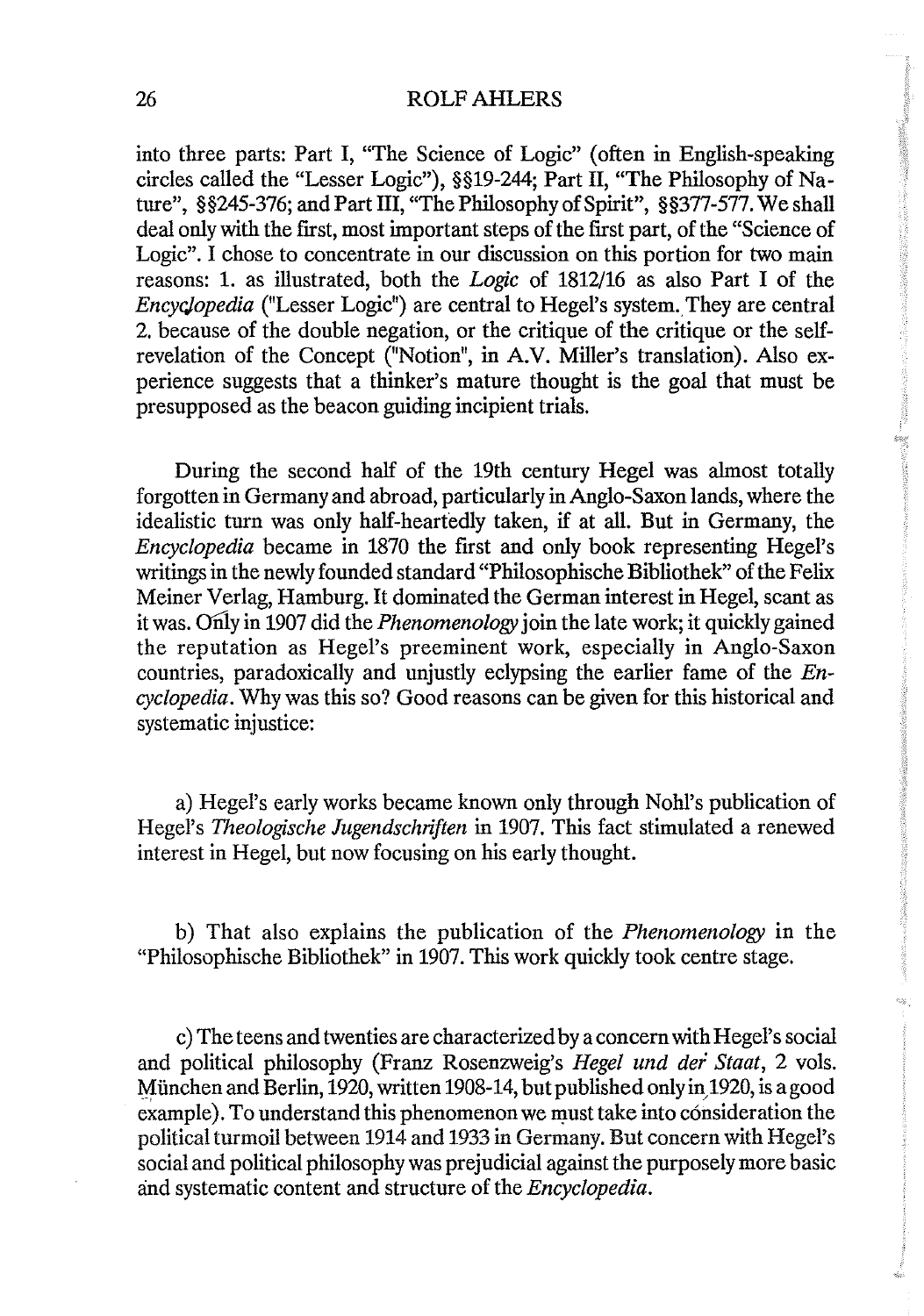into three parts: Part I, "The Science of Logic" (often in English-speaking circles called the "Lesser Logic"), §§19-244; Part II, "The Philosophy of Nature", §§245-376; and Part III, "The Philosophy of Spirit", §§377-577. We shall deal only with the first, most important steps of the first part, of the "Science of Logic". I chose to concentrate in our discussion on this portion for two main reasons: 1. as illustrated, both the *Logic* of 1812/16 as also Part I of the *Encyclopedia* ("Lesser Logic") are central to Hegel's system. They are central 2. because of the double negation, or the critique of the critique or the self-revelation of the Concept ("Notion", in A.V. Miller's translation). Also experience suggests that a thinker's mature thought is the goal that must be presupposed as the beacon guiding incipient trials.

During the second half of the 19th century Hegel was almost totally forgotten in Germany and abroad, particularly in Anglo-Saxon lands, where the idealistic turn was only half-heartedly taken, if at all. But in Germany, the *Encyclopedia* became in 1870 the first and only book representing Hegel's writings in the newly founded standard "Philosophische Bibliothek" of the Felix Meiner Verlag, Hamburg. It dominated the German interest in Hegel, scant as it was. Only in 1907 did the *Phenomenology* join the late work; it quickly gained the reputation as Hegel's preeminent work, especially in Anglo-Saxon countries, paradoxically and unjustly eclypsing the earlier fame of the *Encyclopedia*. Why was this so? Good reasons can be given for this historical and systematic injustice:

a) Hegel's early works became known only through Nohl's publication of Hegel's *Theologische Jugendschriften* in 1907. This fact stimulated a renewed interest in Hegel, but now focusing on his early thought.

b) That also explains the publication of the *Phenomenology* in the "Philosophische Bibliothek" in 1907. This work quickly took centre stage.

c) The teens and twenties are characterized by a concern with Hegel's social and political philosophy (Franz Rosenzweig's *Hegel und der Staat*, 2 vols. München and Berlin, 1920, written 1908-14, but published only in 1920, is a good example). To understand this phenomenon we must take into consideration the political turmoil between 1914 and 1933 in Germany. But concern with Hegel's social and political philosophy was prejudicial against the purposely more basic and systematic content and structure of the *Encyclopedia*.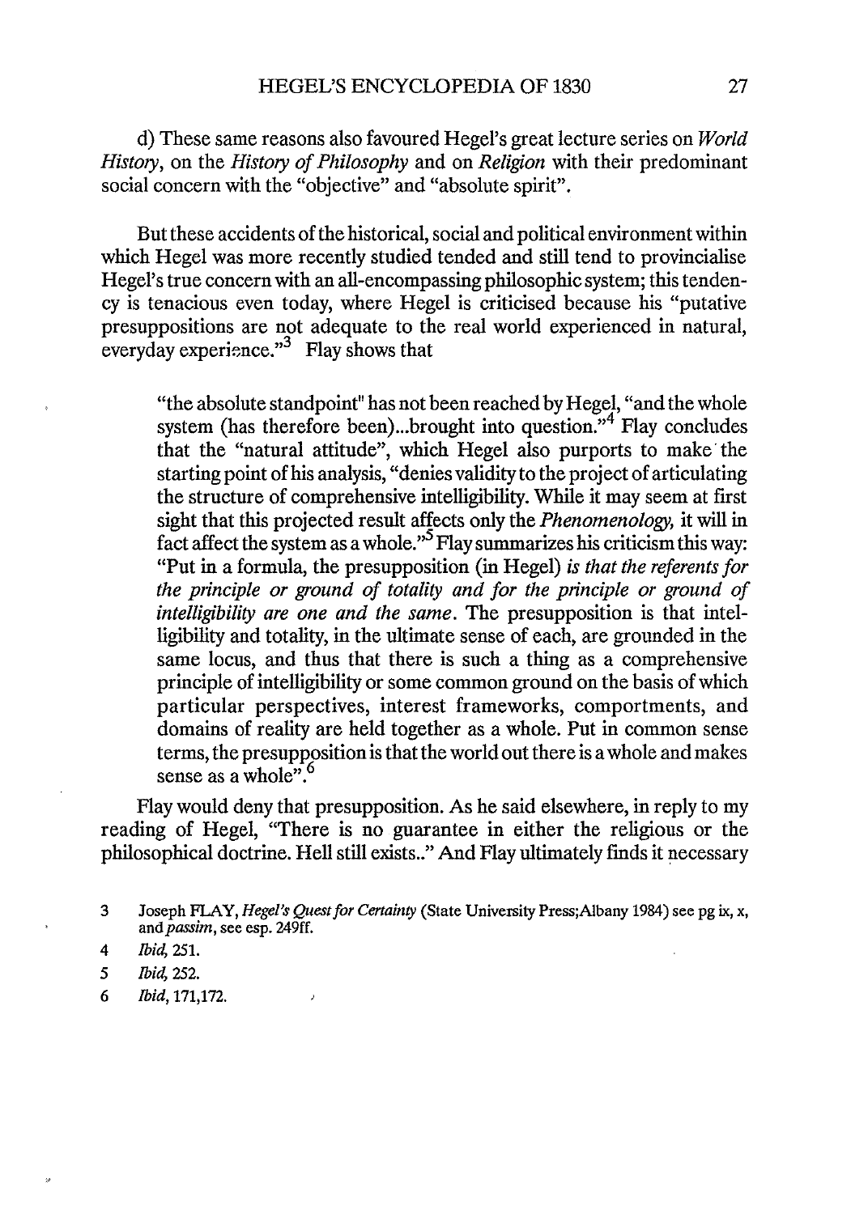d) These same reasons also favoured Hegel's great lecture series on *World History*, on the *History of Philosophy* and on *Religion* with their predominant social concern with the "objective" and "absolute spirit".

But these accidents of the historical, social and political environment within which Hegel was more recently studied tended and still tend to provincialise Hegel's true concern with an all-encompassing philosophic system; this tendency is tenacious even today, where Hegel is criticised because his "putative presuppositions are not adequate to the real world experienced in natural, everyday experience."[3] Flay shows that

> "the absolute standpoint" has not been reached by Hegel, "and the whole system (has therefore been)...brought into question."[4] Flay concludes that the "natural attitude", which Hegel also purports to make the starting point of his analysis, "denies validity to the project of articulating the structure of comprehensive intelligibility. While it may seem at first sight that this projected result affects only the *Phenomenology,* it will in fact affect the system as a whole."[5] Flay summarizes his criticism this way: "Put in a formula, the presupposition (in Hegel) *is that the referents for the principle or ground of totality and for the principle or ground of intelligibility are one and the same*. The presupposition is that intelligibility and totality, in the ultimate sense of each, are grounded in the same locus, and thus that there is such a thing as a comprehensive principle of intelligibility or some common ground on the basis of which particular perspectives, interest frameworks, comportments, and domains of reality are held together as a whole. Put in common sense terms, the presupposition is that the world out there is a whole and makes sense as a whole".[6]

Flay would deny that presupposition. As he said elsewhere, in reply to my reading of Hegel, "There is no guarantee in either the religious or the philosophical doctrine. Hell still exists.." And Flay ultimately finds it necessary

3 Joseph FLAY, *Hegel's Quest for Certainty* (State University Press;Albany 1984) see pg ix, x, and *passim*, see esp. 249ff.

4 *Ibid,* 251.

5 *Ibid,* 252.

6 *Ibid,* 171,172.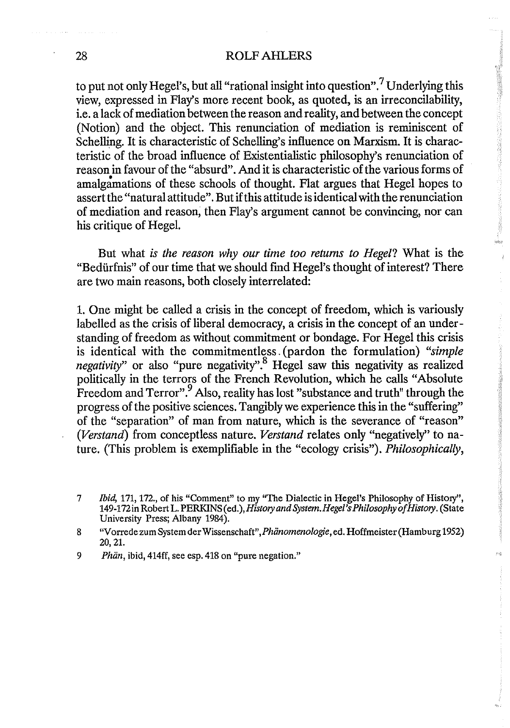to put not only Hegel's, but all "rational insight into question".[7] Underlying this view, expressed in Flay's more recent book, as quoted, is an irreconcilability, i.e. a lack of mediation between the reason and reality, and between the concept (Notion) and the object. This renunciation of mediation is reminiscent of Schelling. It is characteristic of Schelling's influence on Marxism. It is characteristic of the broad influence of Existentialistic philosophy's renunciation of reason in favour of the "absurd". And it is characteristic of the various forms of amalgamations of these schools of thought. Flat argues that Hegel hopes to assert the "natural attitude". But if this attitude is identical with the renunciation of mediation and reason, then Flay's argument cannot be convincing, nor can his critique of Hegel.

But what *is the reason why our time too returns to Hegel*? What is the "Bedürfnis" of our time that we should find Hegel's thought of interest? There are two main reasons, both closely interrelated:

1. One might be called a crisis in the concept of freedom, which is variously labelled as the crisis of liberal democracy, a crisis in the concept of an understanding of freedom as without commitment or bondage. For Hegel this crisis is identical with the commitmentless (pardon the formulation) *"simple negativity"* or also "pure negativity".[8] Hegel saw this negativity as realized politically in the terrors of the French Revolution, which he calls "Absolute Freedom and Terror".[9] Also, reality has lost "substance and truth" through the progress of the positive sciences. Tangibly we experience this in the "suffering" of the "separation" of man from nature, which is the severance of "reason" (*Verstand*) from conceptless nature. *Verstand* relates only "negatively" to nature. (This problem is exemplifiable in the "ecology crisis"). *Philosophically*,

7 *Ibid*, 171, 172., of his "Comment" to my "The Dialectic in Hegel's Philosophy of History", 149-172 in Robert L. PERKINS (ed.), *History and System. Hegel's Philosophy of History*. (State University Press; Albany 1984).

8 "Vorrede zum System der Wissenschaft", *Phänomenologie*, ed. Hoffmeister (Hamburg 1952) 20, 21.

9 *Phän*, ibid, 414ff, see esp. 418 on "pure negation."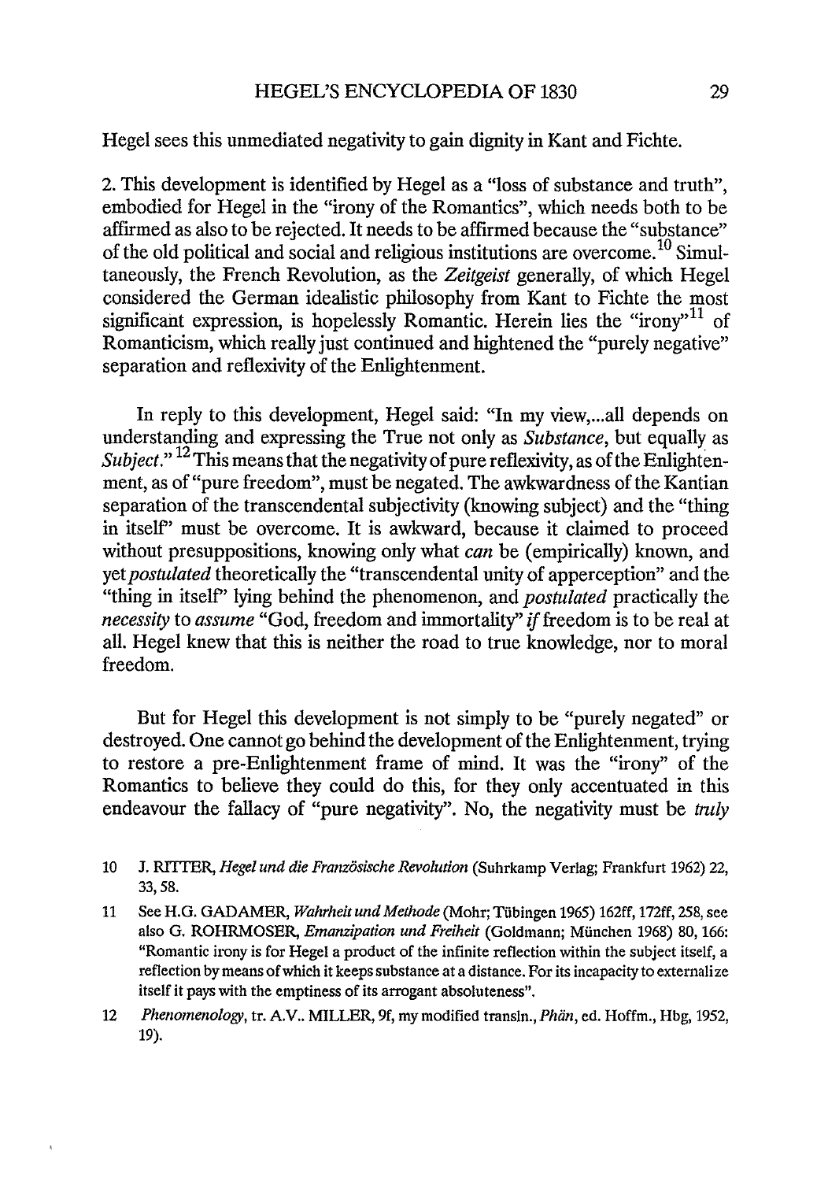Hegel sees this unmediated negativity to gain dignity in Kant and Fichte.

2. This development is identified by Hegel as a "loss of substance and truth", embodied for Hegel in the "irony of the Romantics", which needs both to be affirmed as also to be rejected. It needs to be affirmed because the "substance" of the old political and social and religious institutions are overcome.[10] Simultaneously, the French Revolution, as the *Zeitgeist* generally, of which Hegel considered the German idealistic philosophy from Kant to Fichte the most significant expression, is hopelessly Romantic. Herein lies the "irony"[11] of Romanticism, which really just continued and hightened the "purely negative" separation and reflexivity of the Enlightenment.

In reply to this development, Hegel said: "In my view,...all depends on understanding and expressing the True not only as *Substance*, but equally as *Subject*."[12] This means that the negativity of pure reflexivity, as of the Enlightenment, as of "pure freedom", must be negated. The awkwardness of the Kantian separation of the transcendental subjectivity (knowing subject) and the "thing in itself" must be overcome. It is awkward, because it claimed to proceed without presuppositions, knowing only what *can* be (empirically) known, and yet *postulated* theoretically the "transcendental unity of apperception" and the "thing in itself" lying behind the phenomenon, and *postulated* practically the *necessity* to *assume* "God, freedom and immortality" *if* freedom is to be real at all. Hegel knew that this is neither the road to true knowledge, nor to moral freedom.

But for Hegel this development is not simply to be "purely negated" or destroyed. One cannot go behind the development of the Enlightenment, trying to restore a pre-Enlightenment frame of mind. It was the "irony" of the Romantics to believe they could do this, for they only accentuated in this endeavour the fallacy of "pure negativity". No, the negativity must be *truly*

10 J. RITTER, *Hegel und die Französische Revolution* (Suhrkamp Verlag; Frankfurt 1962) 22, 33, 58.

11 See H.G. GADAMER, *Wahrheit und Methode* (Mohr; Tübingen 1965) 162ff, 172ff, 258, see also G. ROHRMOSER, *Emanzipation und Freiheit* (Goldmann; München 1968) 80, 166: "Romantic irony is for Hegel a product of the infinite reflection within the subject itself, a reflection by means of which it keeps substance at a distance. For its incapacity to externalize itself it pays with the emptiness of its arrogant absoluteness".

12 *Phenomenology*, tr. A.V.. MILLER, 9f, my modified transln., *Phän*, ed. Hoffm., Hbg, 1952, 19).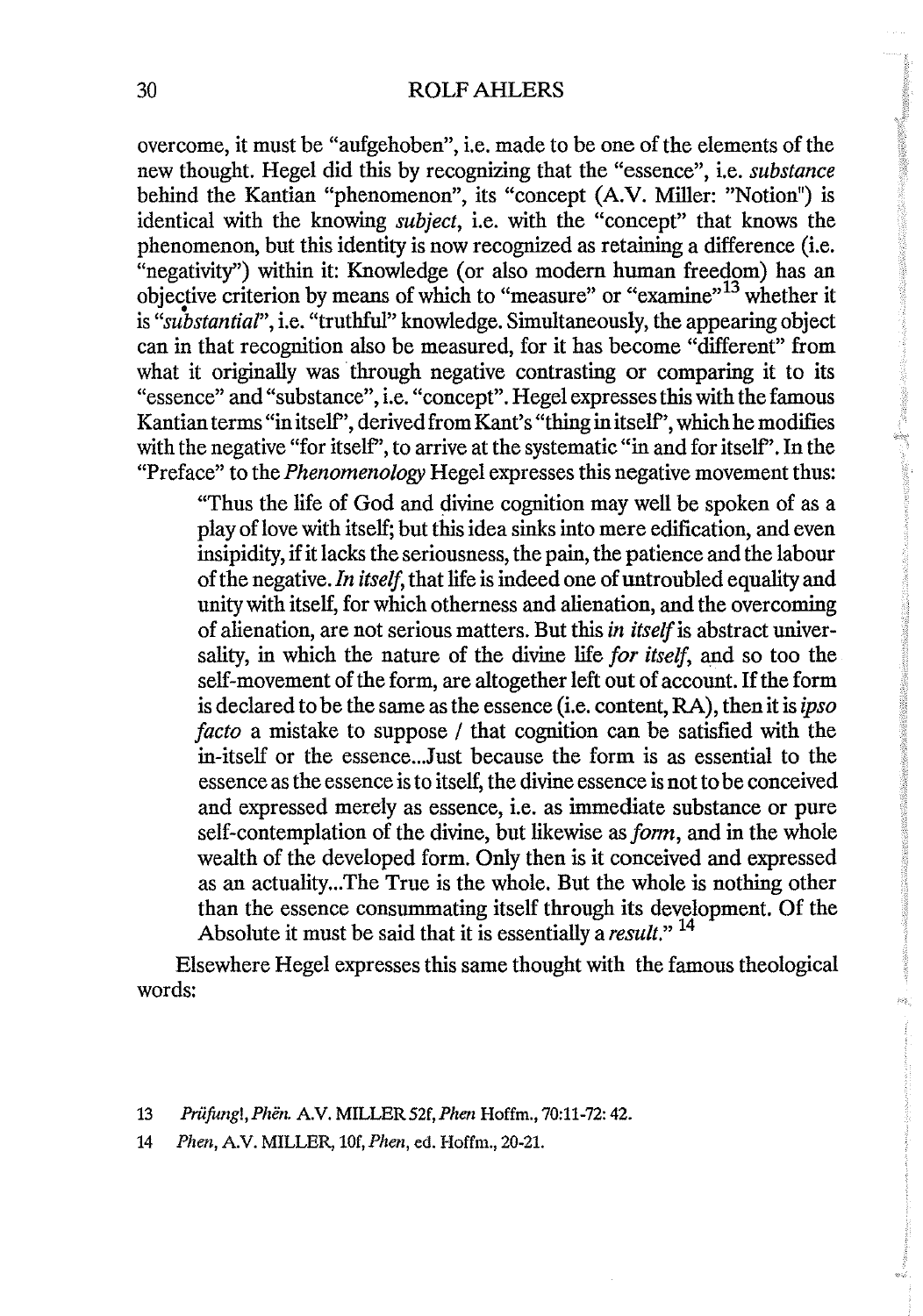overcome, it must be "aufgehoben", i.e. made to be one of the elements of the new thought. Hegel did this by recognizing that the "essence", i.e. *substance* behind the Kantian "phenomenon", its "concept (A.V. Miller: "Notion") is identical with the knowing *subject*, i.e. with the "concept" that knows the phenomenon, but this identity is now recognized as retaining a difference (i.e. "negativity") within it: Knowledge (or also modern human freedom) has an objective criterion by means of which to "measure" or "examine"[13] whether it is "*substantial*", i.e. "truthful" knowledge. Simultaneously, the appearing object can in that recognition also be measured, for it has become "different" from what it originally was through negative contrasting or comparing it to its "essence" and "substance", i.e. "concept". Hegel expresses this with the famous Kantian terms "in itself", derived from Kant's "thing in itself", which he modifies with the negative "for itself", to arrive at the systematic "in and for itself". In the "Preface" to the *Phenomenology* Hegel expresses this negative movement thus:

> "Thus the life of God and divine cognition may well be spoken of as a play of love with itself; but this idea sinks into mere edification, and even insipidity, if it lacks the seriousness, the pain, the patience and the labour of the negative. *In itself*, that life is indeed one of untroubled equality and unity with itself, for which otherness and alienation, and the overcoming of alienation, are not serious matters. But this *in itself* is abstract universality, in which the nature of the divine life *for itself*, and so too the self-movement of the form, are altogether left out of account. If the form is declared to be the same as the essence (i.e. content, RA), then it is *ipso facto* a mistake to suppose / that cognition can be satisfied with the in-itself or the essence...Just because the form is as essential to the essence as the essence is to itself, the divine essence is not to be conceived and expressed merely as essence, i.e. as immediate substance or pure self-contemplation of the divine, but likewise as *form*, and in the whole wealth of the developed form. Only then is it conceived and expressed as an actuality...The True is the whole. But the whole is nothing other than the essence consummating itself through its development. Of the Absolute it must be said that it is essentially a *result*."[14]

Elsewhere Hegel expresses this same thought with the famous theological words:

---

13 *Prüfung!*, *Phën.* A.V. MILLER 52f, *Phen* Hoffm., 70:11-72: 42.

14 *Phen*, A.V. MILLER, 10f, *Phen*, ed. Hoffm., 20-21.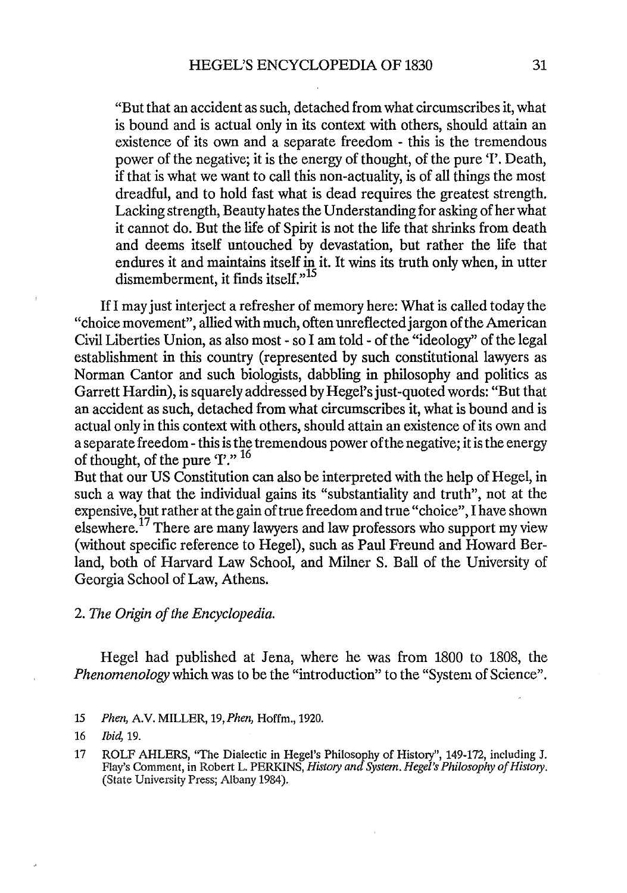> "But that an accident as such, detached from what circumscribes it, what is bound and is actual only in its context with others, should attain an existence of its own and a separate freedom - this is the tremendous power of the negative; it is the energy of thought, of the pure 'I'. Death, if that is what we want to call this non-actuality, is of all things the most dreadful, and to hold fast what is dead requires the greatest strength. Lacking strength, Beauty hates the Understanding for asking of her what it cannot do. But the life of Spirit is not the life that shrinks from death and deems itself untouched by devastation, but rather the life that endures it and maintains itself in it. It wins its truth only when, in utter dismemberment, it finds itself."[15]

If I may just interject a refresher of memory here: What is called today the "choice movement", allied with much, often unreflected jargon of the American Civil Liberties Union, as also most - so I am told - of the "ideology" of the legal establishment in this country (represented by such constitutional lawyers as Norman Cantor and such biologists, dabbling in philosophy and politics as Garrett Hardin), is squarely addressed by Hegel's just-quoted words: "But that an accident as such, detached from what circumscribes it, what is bound and is actual only in this context with others, should attain an existence of its own and a separate freedom - this is the tremendous power of the negative; it is the energy of thought, of the pure 'I'." [16]

But that our US Constitution can also be interpreted with the help of Hegel, in such a way that the individual gains its "substantiality and truth", not at the expensive, but rather at the gain of true freedom and true "choice", I have shown elsewhere.[17] There are many lawyers and law professors who support my view (without specific reference to Hegel), such as Paul Freund and Howard Berland, both of Harvard Law School, and Milner S. Ball of the University of Georgia School of Law, Athens.

## 2. *The Origin of the Encyclopedia.*

Hegel had published at Jena, where he was from 1800 to 1808, the *Phenomenology* which was to be the "introduction" to the "System of Science".

---

15 *Phen*, A.V. MILLER, 19, *Phen*, Hoffm., 1920.

16 *Ibid*, 19.

17 ROLF AHLERS, "The Dialectic in Hegel's Philosophy of History", 149-172, including J. Flay's Comment, in Robert L. PERKINS, *History and System. Hegel's Philosophy of History*. (State University Press; Albany 1984).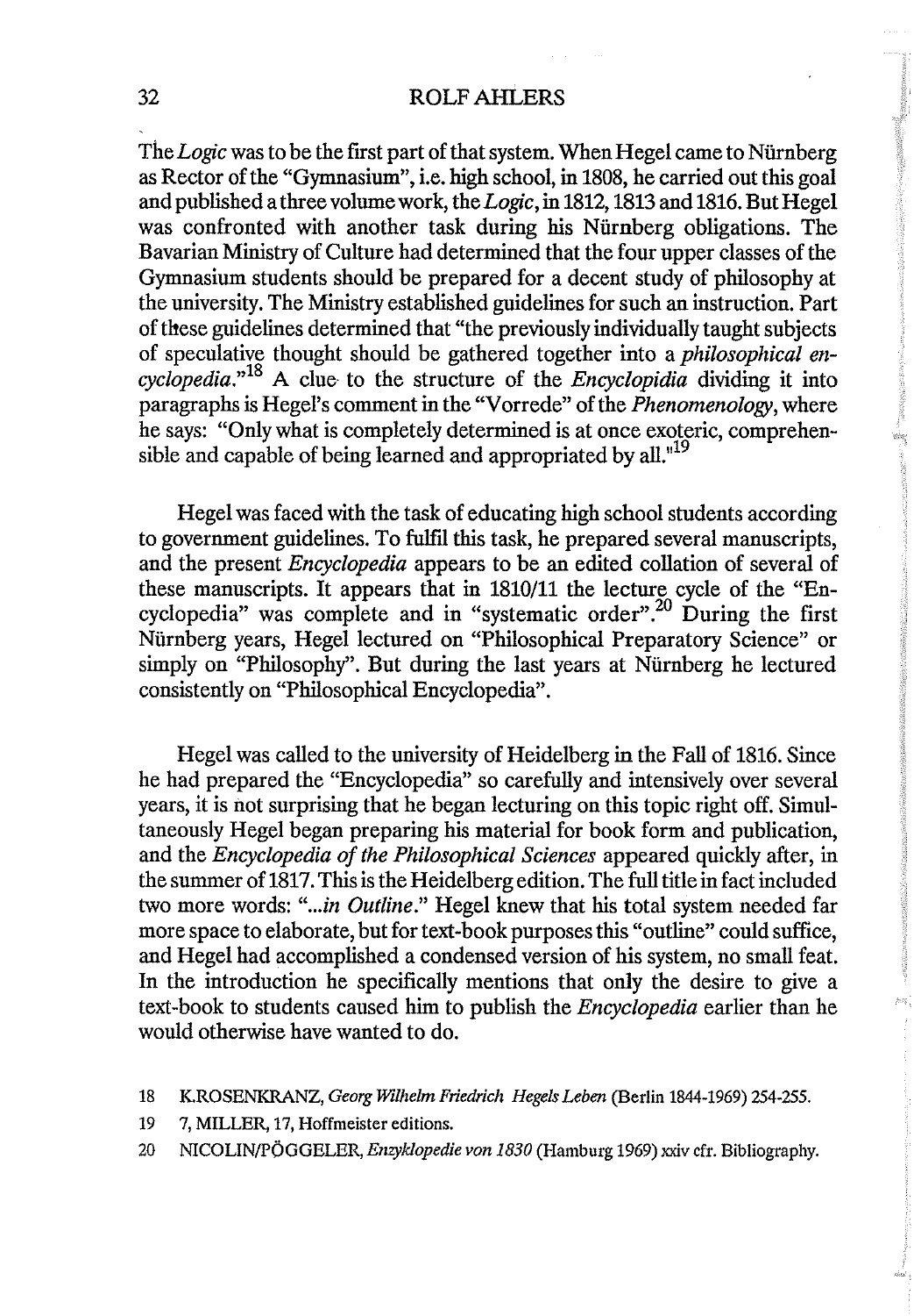The *Logic* was to be the first part of that system. When Hegel came to Nürnberg as Rector of the "Gymnasium", i.e. high school, in 1808, he carried out this goal and published a three volume work, the *Logic*, in 1812, 1813 and 1816. But Hegel was confronted with another task during his Nürnberg obligations. The Bavarian Ministry of Culture had determined that the four upper classes of the Gymnasium students should be prepared for a decent study of philosophy at the university. The Ministry established guidelines for such an instruction. Part of these guidelines determined that "the previously individually taught subjects of speculative thought should be gathered together into a *philosophical encyclopedia*."[18] A clue to the structure of the *Encyclopidia* dividing it into paragraphs is Hegel's comment in the "Vorrede" of the *Phenomenology*, where he says: "Only what is completely determined is at once exoteric, comprehensible and capable of being learned and appropriated by all."[19]

Hegel was faced with the task of educating high school students according to government guidelines. To fulfil this task, he prepared several manuscripts, and the present *Encyclopedia* appears to be an edited collation of several of these manuscripts. It appears that in 1810/11 the lecture cycle of the "Encyclopedia" was complete and in "systematic order".[20] During the first Nürnberg years, Hegel lectured on "Philosophical Preparatory Science" or simply on "Philosophy". But during the last years at Nürnberg he lectured consistently on "Philosophical Encyclopedia".

Hegel was called to the university of Heidelberg in the Fall of 1816. Since he had prepared the "Encyclopedia" so carefully and intensively over several years, it is not surprising that he began lecturing on this topic right off. Simultaneously Hegel began preparing his material for book form and publication, and the *Encyclopedia of the Philosophical Sciences* appeared quickly after, in the summer of 1817. This is the Heidelberg edition. The full title in fact included two more words: "*...in Outline*." Hegel knew that his total system needed far more space to elaborate, but for text-book purposes this "outline" could suffice, and Hegel had accomplished a condensed version of his system, no small feat. In the introduction he specifically mentions that only the desire to give a text-book to students caused him to publish the *Encyclopedia* earlier than he would otherwise have wanted to do.

18 K.ROSENKRANZ, *Georg Wilhelm Friedrich Hegels Leben* (Berlin 1844-1969) 254-255.

19 7, MILLER, 17, Hoffmeister editions.

20 NICOLIN/PÖGGELER, *Enzyklopedie von 1830* (Hamburg 1969) xxiv cfr. Bibliography.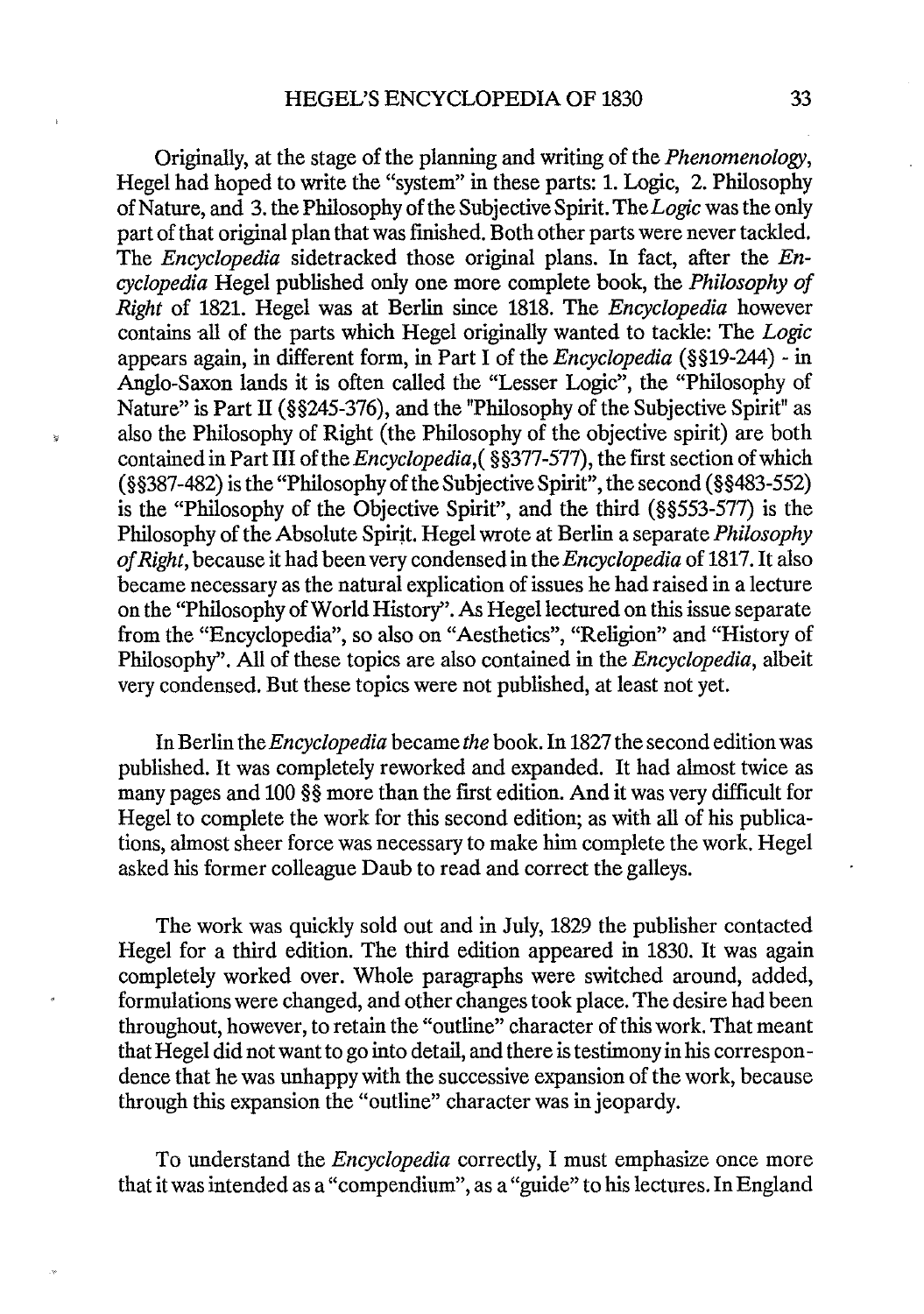Originally, at the stage of the planning and writing of the *Phenomenology*, Hegel had hoped to write the "system" in these parts: 1. Logic, 2. Philosophy of Nature, and 3. the Philosophy of the Subjective Spirit. The *Logic* was the only part of that original plan that was finished. Both other parts were never tackled. The *Encyclopedia* sidetracked those original plans. In fact, after the *Encyclopedia* Hegel published only one more complete book, the *Philosophy of Right* of 1821. Hegel was at Berlin since 1818. The *Encyclopedia* however contains all of the parts which Hegel originally wanted to tackle: The *Logic* appears again, in different form, in Part I of the *Encyclopedia* (§§19-244) - in Anglo-Saxon lands it is often called the "Lesser Logic", the "Philosophy of Nature" is Part II (§§245-376), and the "Philosophy of the Subjective Spirit" as also the Philosophy of Right (the Philosophy of the objective spirit) are both contained in Part III of the *Encyclopedia*,( §§377-577), the first section of which (§§387-482) is the "Philosophy of the Subjective Spirit", the second (§§483-552) is the "Philosophy of the Objective Spirit", and the third (§§553-577) is the Philosophy of the Absolute Spirit. Hegel wrote at Berlin a separate *Philosophy of Right*, because it had been very condensed in the *Encyclopedia* of 1817. It also became necessary as the natural explication of issues he had raised in a lecture on the "Philosophy of World History". As Hegel lectured on this issue separate from the "Encyclopedia", so also on "Aesthetics", "Religion" and "History of Philosophy". All of these topics are also contained in the *Encyclopedia*, albeit very condensed. But these topics were not published, at least not yet.

In Berlin the *Encyclopedia* became *the* book. In 1827 the second edition was published. It was completely reworked and expanded. It had almost twice as many pages and 100 §§ more than the first edition. And it was very difficult for Hegel to complete the work for this second edition; as with all of his publications, almost sheer force was necessary to make him complete the work. Hegel asked his former colleague Daub to read and correct the galleys.

The work was quickly sold out and in July, 1829 the publisher contacted Hegel for a third edition. The third edition appeared in 1830. It was again completely worked over. Whole paragraphs were switched around, added, formulations were changed, and other changes took place. The desire had been throughout, however, to retain the "outline" character of this work. That meant that Hegel did not want to go into detail, and there is testimony in his correspondence that he was unhappy with the successive expansion of the work, because through this expansion the "outline" character was in jeopardy.

To understand the *Encyclopedia* correctly, I must emphasize once more that it was intended as a "compendium", as a "guide" to his lectures. In England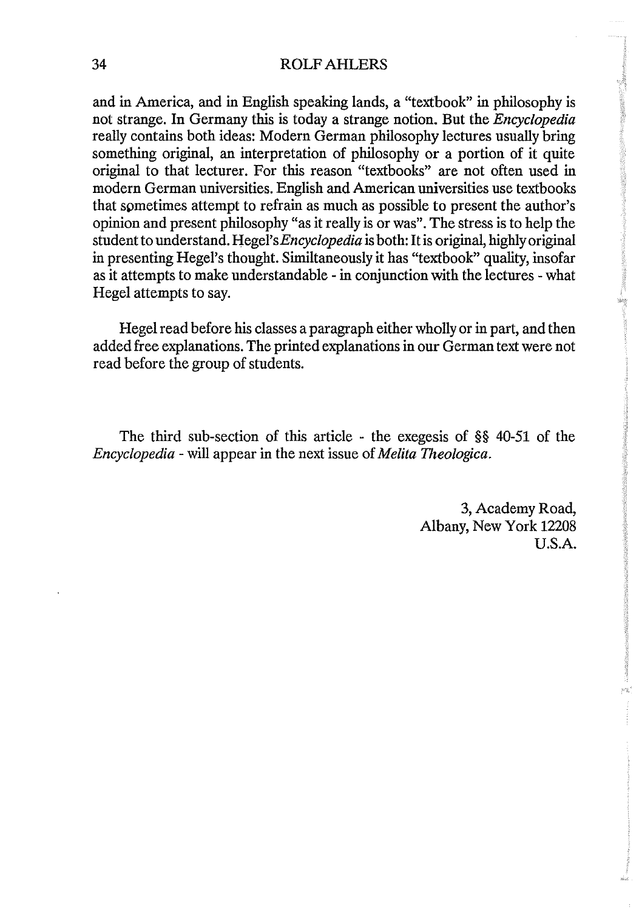and in America, and in English speaking lands, a "textbook" in philosophy is not strange. In Germany this is today a strange notion. But the *Encyclopedia* really contains both ideas: Modern German philosophy lectures usually bring something original, an interpretation of philosophy or a portion of it quite original to that lecturer. For this reason "textbooks" are not often used in modern German universities. English and American universities use textbooks that sometimes attempt to refrain as much as possible to present the author's opinion and present philosophy "as it really is or was". The stress is to help the student to understand. Hegel's *Encyclopedia* is both: It is original, highly original in presenting Hegel's thought. Similtaneously it has "textbook" quality, insofar as it attempts to make understandable - in conjunction with the lectures - what Hegel attempts to say.

Hegel read before his classes a paragraph either wholly or in part, and then added free explanations. The printed explanations in our German text were not read before the group of students.

The third sub-section of this article - the exegesis of §§ 40-51 of the *Encyclopedia* - will appear in the next issue of *Melita Theologica*.

3, Academy Road,  
Albany, New York 12208  
U.S.A.